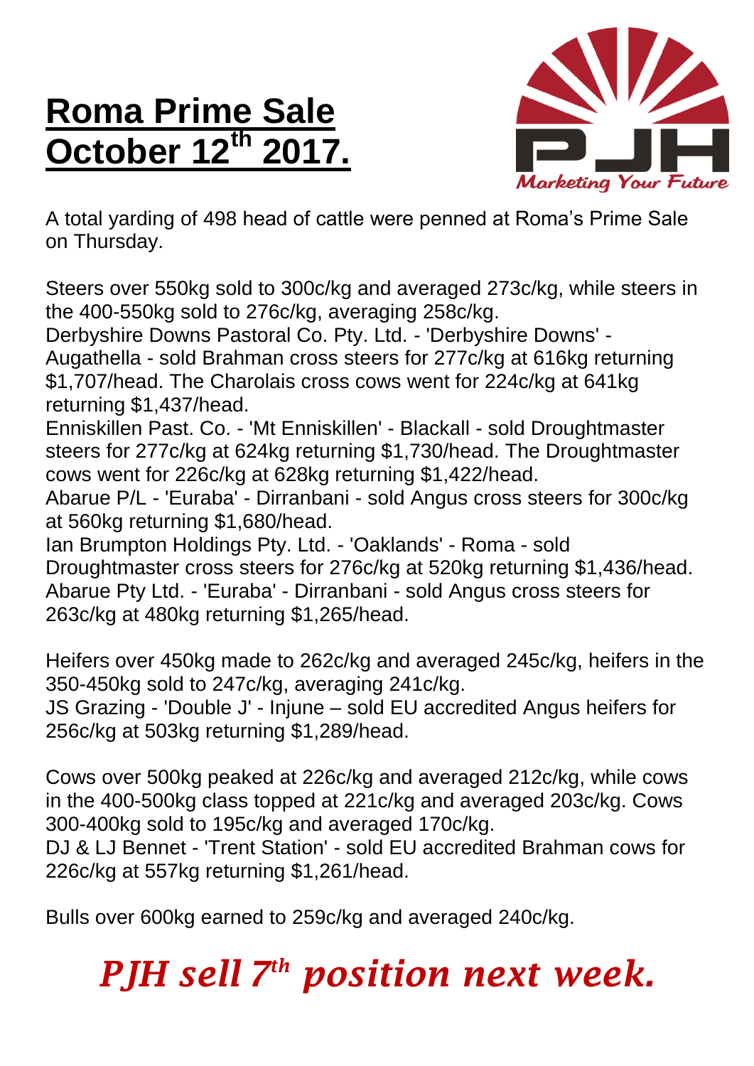# Roma Prime Sale October 12th 2017.

PJH
*Marketing Your Future*

A total yarding of 498 head of cattle were penned at Roma's Prime Sale on Thursday.

Steers over 550kg sold to 300c/kg and averaged 273c/kg, while steers in the 400-550kg sold to 276c/kg, averaging 258c/kg.
Derbyshire Downs Pastoral Co. Pty. Ltd. - 'Derbyshire Downs' - Augathella - sold Brahman cross steers for 277c/kg at 616kg returning $1,707/head. The Charolais cross cows went for 224c/kg at 641kg returning $1,437/head.
Enniskillen Past. Co. - 'Mt Enniskillen' - Blackall - sold Droughtmaster steers for 277c/kg at 624kg returning $1,730/head. The Droughtmaster cows went for 226c/kg at 628kg returning $1,422/head.
Abarue P/L - 'Euraba' - Dirranbani - sold Angus cross steers for 300c/kg at 560kg returning $1,680/head.
Ian Brumpton Holdings Pty. Ltd. - 'Oaklands' - Roma - sold Droughtmaster cross steers for 276c/kg at 520kg returning $1,436/head.
Abarue Pty Ltd. - 'Euraba' - Dirranbani - sold Angus cross steers for 263c/kg at 480kg returning $1,265/head.

Heifers over 450kg made to 262c/kg and averaged 245c/kg, heifers in the 350-450kg sold to 247c/kg, averaging 241c/kg.
JS Grazing - 'Double J' - Injune – sold EU accredited Angus heifers for 256c/kg at 503kg returning $1,289/head.

Cows over 500kg peaked at 226c/kg and averaged 212c/kg, while cows in the 400-500kg class topped at 221c/kg and averaged 203c/kg. Cows 300-400kg sold to 195c/kg and averaged 170c/kg.
DJ & LJ Bennet - 'Trent Station' - sold EU accredited Brahman cows for 226c/kg at 557kg returning $1,261/head.

Bulls over 600kg earned to 259c/kg and averaged 240c/kg.

***PJH sell 7th position next week.***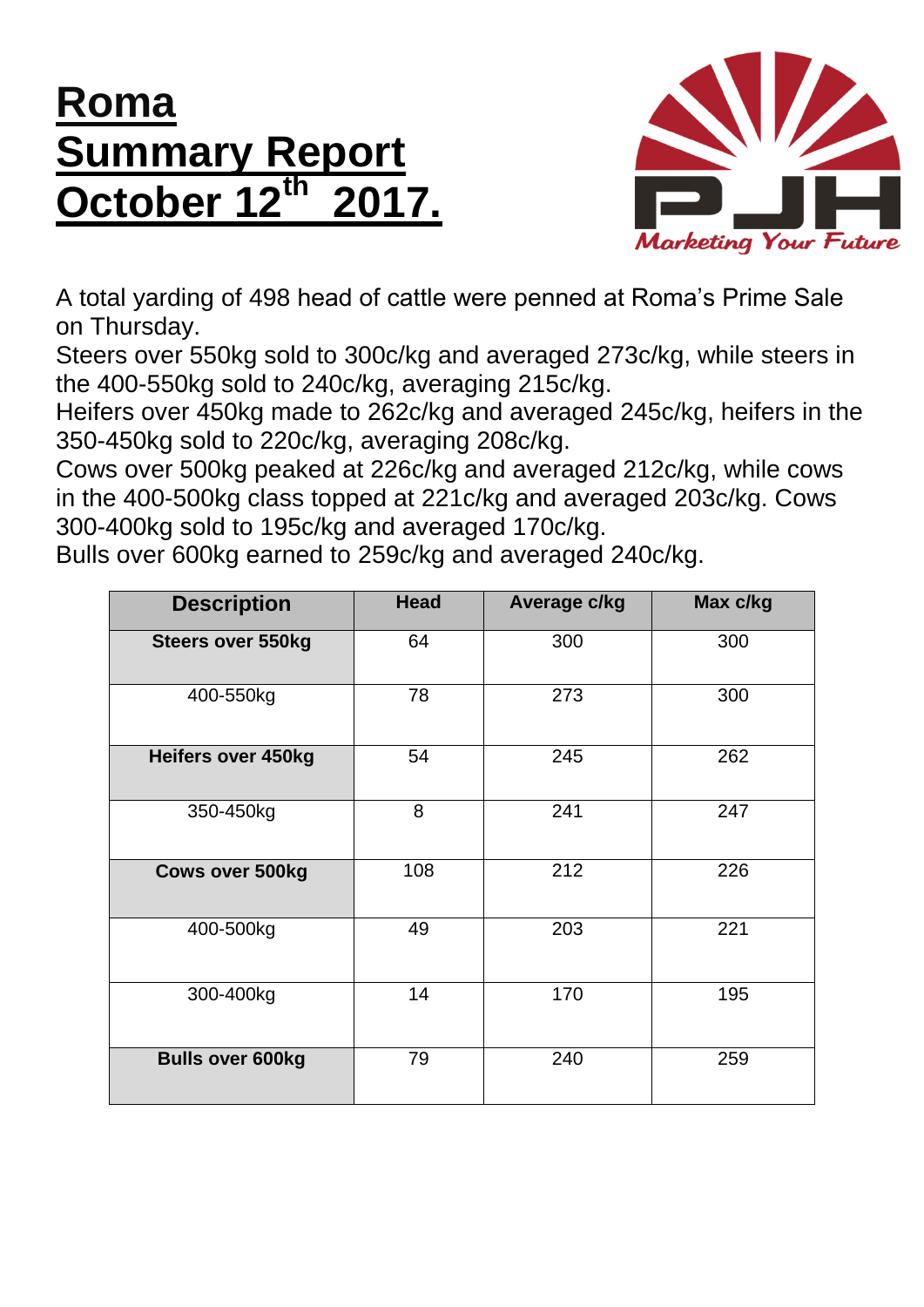# Roma Summary Report October 12th 2017.

PJH

*Marketing Your Future*

A total yarding of 498 head of cattle were penned at Roma's Prime Sale on Thursday.

Steers over 550kg sold to 300c/kg and averaged 273c/kg, while steers in the 400-550kg sold to 240c/kg, averaging 215c/kg.

Heifers over 450kg made to 262c/kg and averaged 245c/kg, heifers in the 350-450kg sold to 220c/kg, averaging 208c/kg.

Cows over 500kg peaked at 226c/kg and averaged 212c/kg, while cows in the 400-500kg class topped at 221c/kg and averaged 203c/kg. Cows 300-400kg sold to 195c/kg and averaged 170c/kg.

Bulls over 600kg earned to 259c/kg and averaged 240c/kg.

| Description | Head | Average c/kg | Max c/kg |
|---|---|---|---|
| **Steers over 550kg** | 64 | 300 | 300 |
| 400-550kg | 78 | 273 | 300 |
| **Heifers over 450kg** | 54 | 245 | 262 |
| 350-450kg | 8 | 241 | 247 |
| **Cows over 500kg** | 108 | 212 | 226 |
| 400-500kg | 49 | 203 | 221 |
| 300-400kg | 14 | 170 | 195 |
| **Bulls over 600kg** | 79 | 240 | 259 |